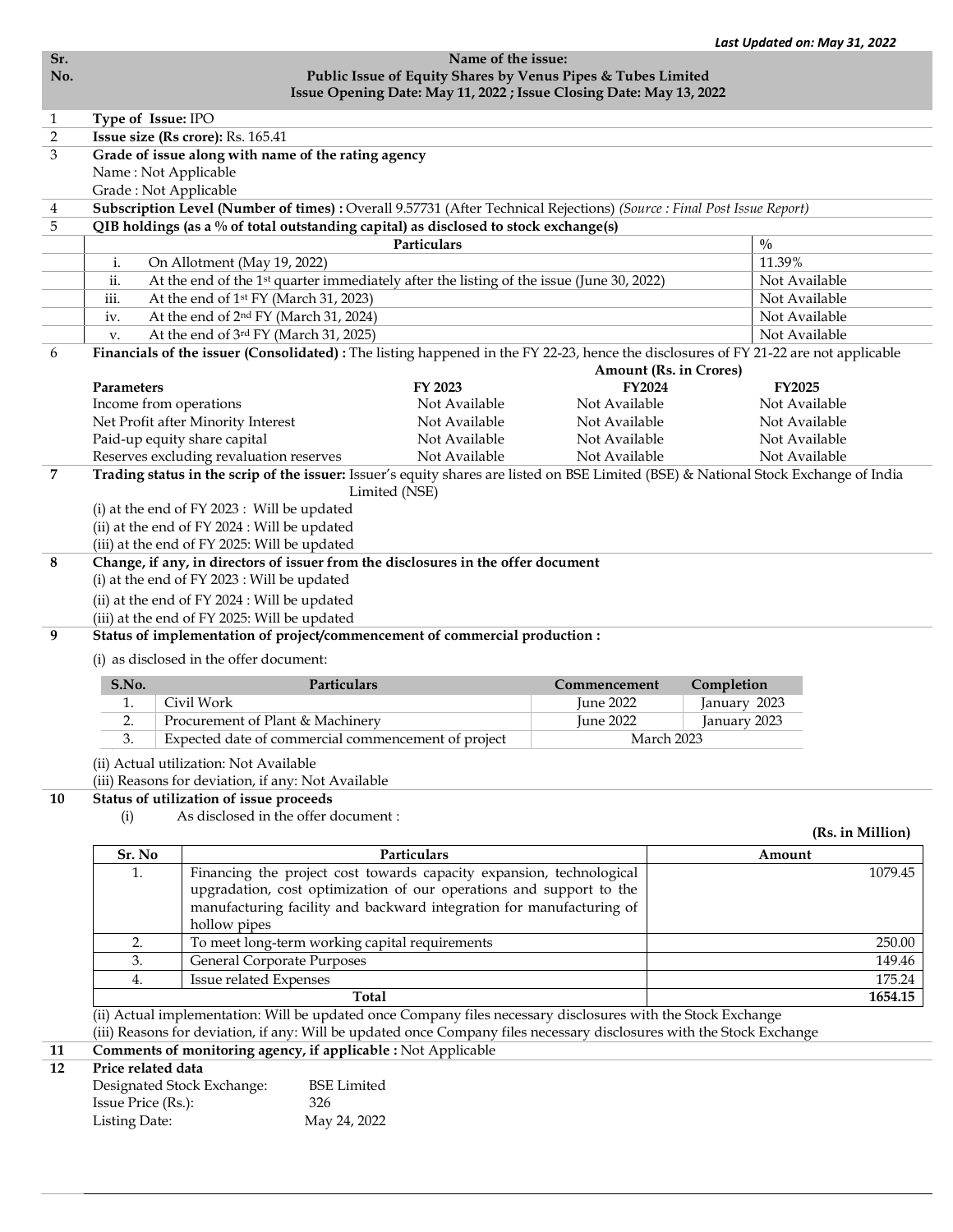*Last Updated on: May 31, 2022*

| Sr. No. | Name of the issue: Public Issue of Equity Shares by Venus Pipes & Tubes Limited Issue Opening Date: May 11, 2022 ; Issue Closing Date: May 13, 2022 |
|---|---|

1. **Type of Issue:** IPO
2. **Issue size (Rs crore):** Rs. 165.41
3. **Grade of issue along with name of the rating agency**
   Name : Not Applicable
   Grade : Not Applicable
4. **Subscription Level (Number of times) :** Overall 9.57731 (After Technical Rejections) *(Source : Final Post Issue Report)*
5. **QIB holdings (as a % of total outstanding capital) as disclosed to stock exchange(s)**

| | Particulars | % |
|---|---|---|
| i. | On Allotment (May 19, 2022) | 11.39% |
| ii. | At the end of the 1st quarter immediately after the listing of the issue (June 30, 2022) | Not Available |
| iii. | At the end of 1st FY (March 31, 2023) | Not Available |
| iv. | At the end of 2nd FY (March 31, 2024) | Not Available |
| v. | At the end of 3rd FY (March 31, 2025) | Not Available |

6. **Financials of the issuer (Consolidated) :** The listing happened in the FY 22-23, hence the disclosures of FY 21-22 are not applicable

| | Amount (Rs. in Crores) | | |
|---|---|---|---|
| **Parameters** | **FY 2023** | **FY2024** | **FY2025** |
| Income from operations | Not Available | Not Available | Not Available |
| Net Profit after Minority Interest | Not Available | Not Available | Not Available |
| Paid-up equity share capital | Not Available | Not Available | Not Available |
| Reserves excluding revaluation reserves | Not Available | Not Available | Not Available |

7. **Trading status in the scrip of the issuer:** Issuer's equity shares are listed on BSE Limited (BSE) & National Stock Exchange of India Limited (NSE)
   (i) at the end of FY 2023 : Will be updated
   (ii) at the end of FY 2024 : Will be updated
   (iii) at the end of FY 2025: Will be updated
8. **Change, if any, in directors of issuer from the disclosures in the offer document**
   (i) at the end of FY 2023 : Will be updated
   (ii) at the end of FY 2024 : Will be updated
   (iii) at the end of FY 2025: Will be updated
9. **Status of implementation of project/commencement of commercial production :**

   (i) as disclosed in the offer document:

| S.No. | Particulars | Commencement | Completion |
|---|---|---|---|
| 1. | Civil Work | June 2022 | January 2023 |
| 2. | Procurement of Plant & Machinery | June 2022 | January 2023 |
| 3. | Expected date of commercial commencement of project | March 2023 | |

   (ii) Actual utilization: Not Available
   (iii) Reasons for deviation, if any: Not Available

10. **Status of utilization of issue proceeds**
    (i) As disclosed in the offer document :

**(Rs. in Million)**

| Sr. No | Particulars | Amount |
|---|---|---|
| 1. | Financing the project cost towards capacity expansion, technological upgradation, cost optimization of our operations and support to the manufacturing facility and backward integration for manufacturing of hollow pipes | 1079.45 |
| 2. | To meet long-term working capital requirements | 250.00 |
| 3. | General Corporate Purposes | 149.46 |
| 4. | Issue related Expenses | 175.24 |
| | **Total** | **1654.15** |

   (ii) Actual implementation: Will be updated once Company files necessary disclosures with the Stock Exchange
   (iii) Reasons for deviation, if any: Will be updated once Company files necessary disclosures with the Stock Exchange

11. **Comments of monitoring agency, if applicable :** Not Applicable
12. **Price related data**
    Designated Stock Exchange: BSE Limited
    Issue Price (Rs.): 326
    Listing Date: May 24, 2022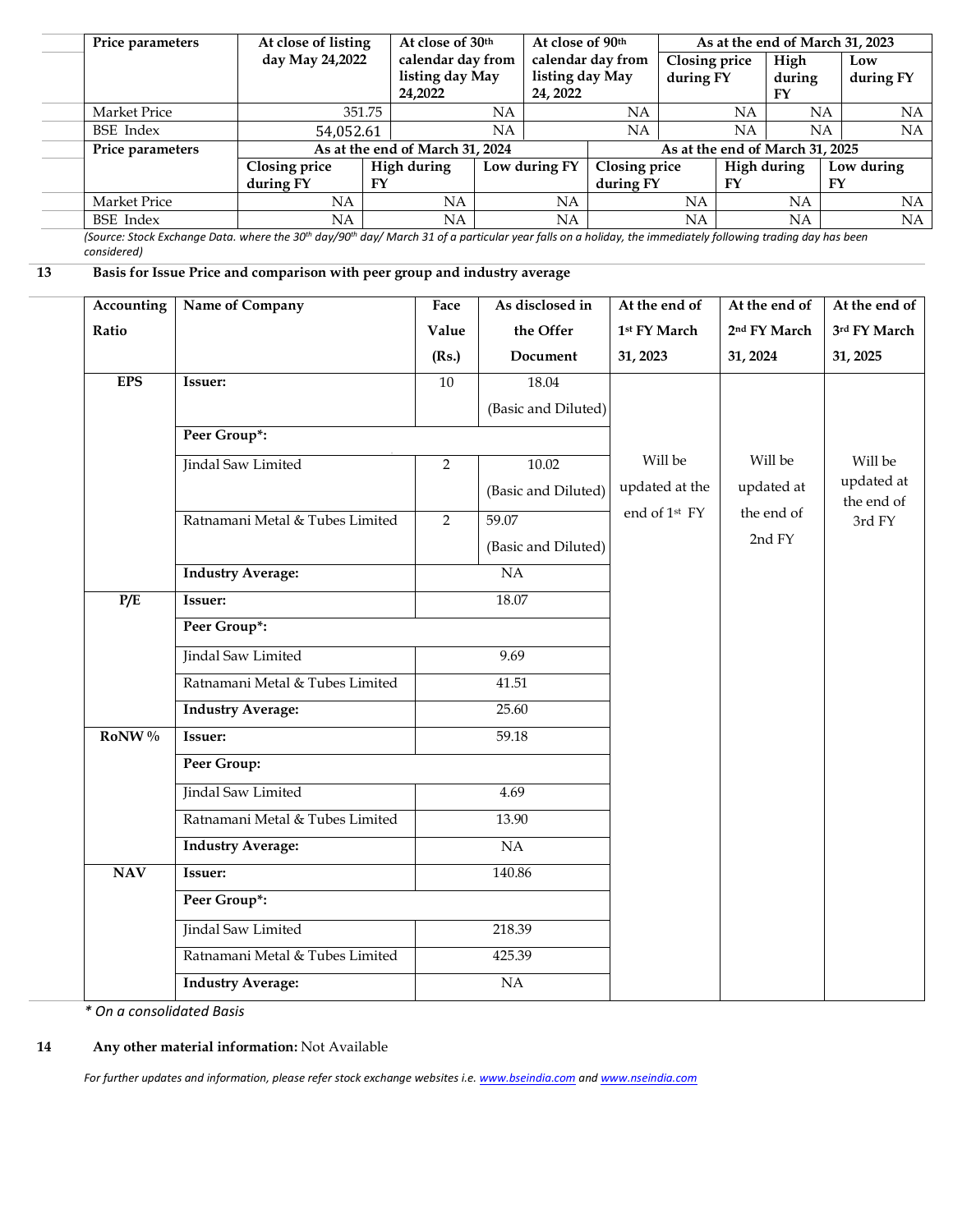| Price parameters | At close of listing day May 24,2022 | At close of 30th calendar day from listing day May 24,2022 | At close of 90th calendar day from listing day May 24, 2022 | As at the end of March 31, 2023 | | |
|---|---|---|---|---|---|---|
| | | | | Closing price during FY | High during FY | Low during FY |
| Market Price | 351.75 | NA | NA | NA | NA | NA |
| BSE Index | 54,052.61 | NA | NA | NA | NA | NA |

| Price parameters | As at the end of March 31, 2024 | | | As at the end of March 31, 2025 | | |
|---|---|---|---|---|---|---|
| | Closing price during FY | High during FY | Low during FY | Closing price during FY | High during FY | Low during FY |
| Market Price | NA | NA | NA | NA | NA | NA |
| BSE Index | NA | NA | NA | NA | NA | NA |

*(Source: Stock Exchange Data. where the 30th day/90th day/ March 31 of a particular year falls on a holiday, the immediately following trading day has been considered)*

**13 Basis for Issue Price and comparison with peer group and industry average**

| Accounting Ratio | Name of Company | Face Value (Rs.) | As disclosed in the Offer Document | At the end of 1st FY March 31, 2023 | At the end of 2nd FY March 31, 2024 | At the end of 3rd FY March 31, 2025 |
|---|---|---|---|---|---|---|
| EPS | **Issuer:** | 10 | 18.04 (Basic and Diluted) | Will be updated at the end of 1st FY | Will be updated at the end of 2nd FY | Will be updated at the end of 3rd FY |
| | **Peer Group*:** | | | | | |
| | Jindal Saw Limited | 2 | 10.02 (Basic and Diluted) | | | |
| | Ratnamani Metal & Tubes Limited | 2 | 59.07 (Basic and Diluted) | | | |
| | **Industry Average:** | NA | | | | |
| P/E | **Issuer:** | 18.07 | | | | |
| | **Peer Group*:** | | | | | |
| | Jindal Saw Limited | 9.69 | | | | |
| | Ratnamani Metal & Tubes Limited | 41.51 | | | | |
| | **Industry Average:** | 25.60 | | | | |
| RoNW % | **Issuer:** | 59.18 | | | | |
| | **Peer Group:** | | | | | |
| | Jindal Saw Limited | 4.69 | | | | |
| | Ratnamani Metal & Tubes Limited | 13.90 | | | | |
| | **Industry Average:** | NA | | | | |
| NAV | **Issuer:** | 140.86 | | | | |
| | **Peer Group*:** | | | | | |
| | Jindal Saw Limited | 218.39 | | | | |
| | Ratnamani Metal & Tubes Limited | 425.39 | | | | |
| | **Industry Average:** | NA | | | | |

*\* On a consolidated Basis*

**14 Any other material information:** Not Available

*For further updates and information, please refer stock exchange websites i.e. www.bseindia.com and www.nseindia.com*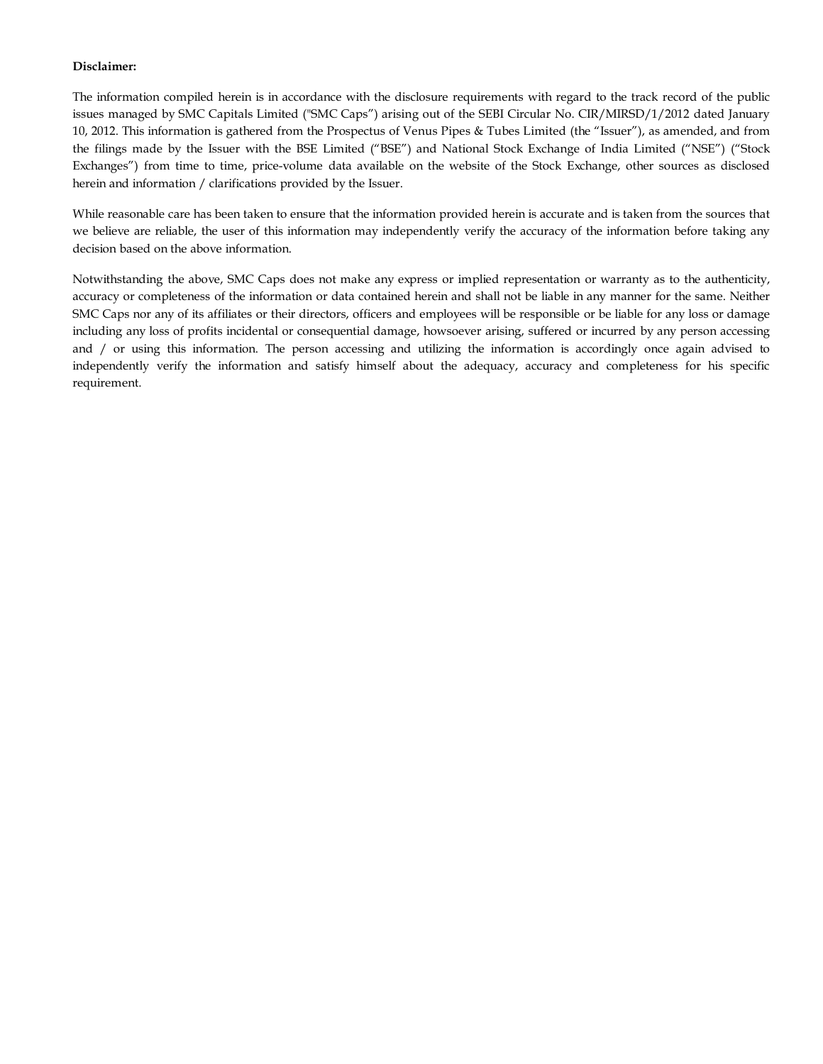**Disclaimer:**

The information compiled herein is in accordance with the disclosure requirements with regard to the track record of the public issues managed by SMC Capitals Limited ("SMC Caps") arising out of the SEBI Circular No. CIR/MIRSD/1/2012 dated January 10, 2012. This information is gathered from the Prospectus of Venus Pipes & Tubes Limited (the "Issuer"), as amended, and from the filings made by the Issuer with the BSE Limited ("BSE") and National Stock Exchange of India Limited ("NSE") ("Stock Exchanges") from time to time, price-volume data available on the website of the Stock Exchange, other sources as disclosed herein and information / clarifications provided by the Issuer.

While reasonable care has been taken to ensure that the information provided herein is accurate and is taken from the sources that we believe are reliable, the user of this information may independently verify the accuracy of the information before taking any decision based on the above information.

Notwithstanding the above, SMC Caps does not make any express or implied representation or warranty as to the authenticity, accuracy or completeness of the information or data contained herein and shall not be liable in any manner for the same. Neither SMC Caps nor any of its affiliates or their directors, officers and employees will be responsible or be liable for any loss or damage including any loss of profits incidental or consequential damage, howsoever arising, suffered or incurred by any person accessing and / or using this information. The person accessing and utilizing the information is accordingly once again advised to independently verify the information and satisfy himself about the adequacy, accuracy and completeness for his specific requirement.